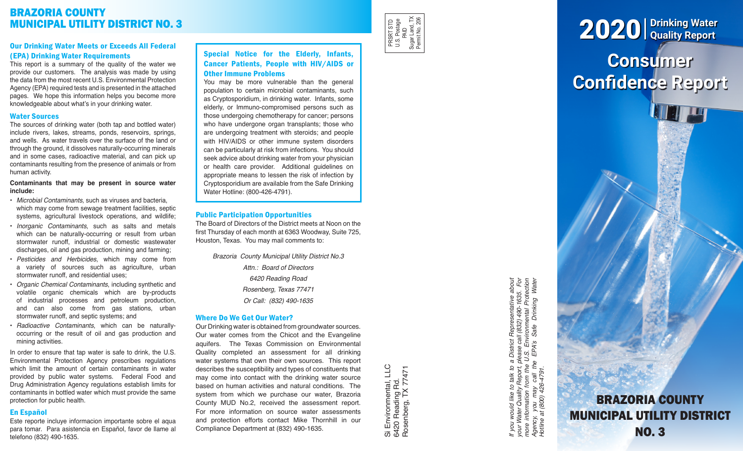# BRAZORIA COUNTY MUNICIPAL UTILITY DISTRICT NO. 3

## Our Drinking Water Meets or Exceeds All Federal (EPA) Drinking Water Requirements

This report is a summary of the quality of the water we provide our customers. The analysis was made by using the data from the most recent U.S. Environmental Protection Agency (EPA) required tests and is presented in the attached pages. We hope this information helps you become more knowledgeable about what's in your drinking water.

## Water Sources

The sources of drinking water (both tap and bottled water) include rivers, lakes, streams, ponds, reservoirs, springs, and wells. As water travels over the surface of the land or through the ground, it dissolves naturally-occurring minerals and in some cases, radioactive material, and can pick up contaminants resulting from the presence of animals or from human activity.

**Contaminants that may be present in source water include:**

- *Microbial Contaminants*, such as viruses and bacteria, which may come from sewage treatment facilities, septic systems, agricultural livestock operations, and wildlife;
- *Inorganic Contaminants*, such as salts and metals which can be naturally-occurring or result from urban stormwater runoff, industrial or domestic wastewater discharges, oil and gas production, mining and farming;
- *Pesticides and Herbicides*, which may come from a variety of sources such as agriculture, urban stormwater runoff, and residential uses;
- *Organic Chemical Contaminants*, including synthetic and volatile organic chemicals which are by-products of industrial processes and petroleum production, and can also come from gas stations, urban stormwater runoff, and septic systems; and
- *Radioactive Contaminants*, which can be naturally-occurring or the result of oil and gas production and mining activities.

In order to ensure that tap water is safe to drink, the U.S. Environmental Protection Agency prescribes regulations which limit the amount of certain contaminants in water provided by public water systems. Federal Food and Drug Administration Agency regulations establish limits for contaminants in bottled water which must provide the same protection for public health.

## En Español

Este reporte incluye informacion importante sobre el aqua para tomar. Para asistencia en Español, favor de llame al telefono (832) 490-1635.

## Special Notice for the Elderly, Infants, Cancer Patients, People with HIV/AIDS or Other Immune Problems

You may be more vulnerable than the general population to certain microbial contaminants, such as Cryptosporidium, in drinking water. Infants, some elderly, or Immuno-compromised persons such as those undergoing chemotherapy for cancer; persons who have undergone organ transplants; those who are undergoing treatment with steroids; and people with HIV/AIDS or other immune system disorders can be particularly at risk from infections. You should seek advice about drinking water from your physician or health care provider. Additional guidelines on appropriate means to lessen the risk of infection by Cryptosporidium are available from the Safe Drinking Water Hotline: (800-426-4791).

## Public Participation Opportunities

The Board of Directors of the District meets at Noon on the first Thursday of each month at 6363 Woodway, Suite 725, Houston, Texas. You may mail comments to:

*Brazoria County Municipal Utility District No.3*
*Attn.: Board of Directors*
*6420 Reading Road*
*Rosenberg, Texas 77471*
*Or Call: (832) 490-1635*

## Where Do We Get Our Water?

Our Drinking water is obtained from groundwater sources. Our water comes from the Chicot and the Evangeline aquifers. The Texas Commission on Environmental Quality completed an assessment for all drinking water systems that own their own sources. This report describes the susceptibility and types of constituents that may come into contact with the drinking water source based on human activities and natural conditions. The system from which we purchase our water, Brazoria County MUD No.2, received the assessment report. For more information on source water assessments and protection efforts contact Mike Thornhill in our Compliance Department at (832) 490-1635.

PRSRT STD
U.S. Postage
PAID
Sugar Land, TX
Permit No. 206

Si Environmental, LLC
6420 Reading Rd.
Rosenberg, TX 77471

*If you would like to talk to a District Representative about your Water Quality Report, please call (832) 490-1635. For more information from the U.S. Environmental Protection Agency, you may call the EPA's Safe Drinking Water Hotline at (800) 426-4791.*

# 2020 | Drinking Water Quality Report

# Consumer Confidence Report

## BRAZORIA COUNTY MUNICIPAL UTILITY DISTRICT NO. 3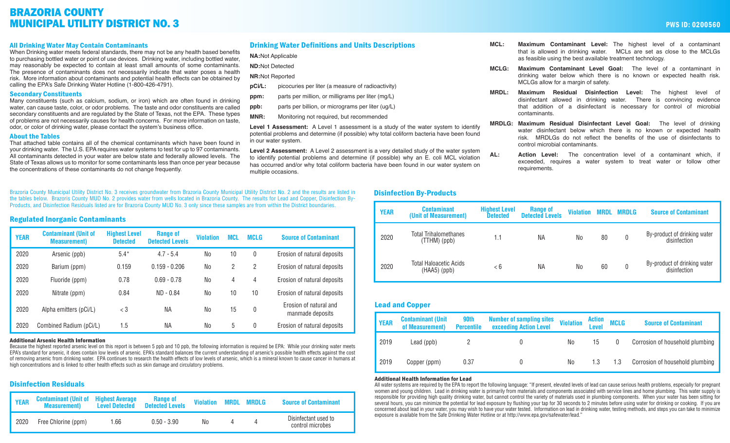# BRAZORIA COUNTY MUNICIPAL UTILITY DISTRICT NO. 3

PWS ID: 0200560

### All Drinking Water May Contain Contaminants

When Drinking water meets federal standards, there may not be any health based benefits to purchasing bottled water or point of use devices. Drinking water, including bottled water, may reasonably be expected to contain at least small amounts of some contaminants. The presence of contaminants does not necessarily indicate that water poses a health risk. More information about contaminants and potential health effects can be obtained by calling the EPA's Safe Drinking Water Hotline (1-800-426-4791).

### Secondary Constituents

Many constituents (such as calcium, sodium, or iron) which are often found in drinking water, can cause taste, color, or odor problems. The taste and odor constituents are called secondary constituents and are regulated by the State of Texas, not the EPA. These types of problems are not necessarily causes for health concerns. For more information on taste, odor, or color of drinking water, please contact the system's business office.

### About the Tables

That attached table contains all of the chemical contaminants which have been found in your drinking water. The U.S. EPA requires water systems to test for up to 97 contaminants. All contaminants detected in your water are below state and federally allowed levels. The State of Texas allows us to monitor for some contaminants less than once per year because the concentrations of these contaminants do not change frequently.

### Drinking Water Definitions and Units Descriptions

**NA:** Not Applicable

**ND:** Not Detected

**NR:** Not Reported

**pCi/L:** picocuries per liter (a measure of radioactivity)

**ppm:** parts per million, or milligrams per liter (mg/L)

**ppb:** parts per billion, or micrograms per liter (ug/L)

**MNR:** Monitoring not required, but recommended

**Level 1 Assessment:** A Level 1 assessment is a study of the water system to identify potential problems and determine (if possible) why total coliform bacteria have been found in our water system.

**Level 2 Assessment:** A Level 2 assessment is a very detailed study of the water system to identify potential problems and determine (if possible) why an E. coli MCL violation has occurred and/or why total coliform bacteria have been found in our water system on multiple occasions.

**MCL:** **Maximum Contaminant Level:** The highest level of a contaminant that is allowed in drinking water. MCLs are set as close to the MCLGs as feasible using the best available treatment technology.

**MCLG:** **Maximum Contaminant Level Goal:** The level of a contaminant in drinking water below which there is no known or expected health risk. MCLGs allow for a margin of safety.

**MRDL:** **Maximum Residual Disinfection Level:** The highest level of disinfectant allowed in drinking water. There is convincing evidence that addition of a disinfectant is necessary for control of microbial contaminants.

**MRDLG:** **Maximum Residual Disinfectant Level Goal:** The level of drinking water disinfectant below which there is no known or expected health risk. MRDLGs do not reflect the benefits of the use of disinfectants to control microbial contaminants.

**AL:** **Action Level:** The concentration level of a contaminant which, if exceeded, requires a water system to treat water or follow other requirements.

Brazoria County Municipal Utility District No. 3 receives groundwater from Brazoria County Municipal Utility District No. 2 and the results are listed in the tables below. Brazoria County MUD No. 2 provides water from wells located in Brazoria County. The results for Lead and Copper, Disinfection By-Products, and Disinfection Residuals listed are for Brazoria County MUD No. 3 only since these samples are from within the District boundaries.

### Regulated Inorganic Contaminants

| YEAR | Contaminant (Unit of Measurement) | Highest Level Detected | Range of Detected Levels | Violation | MCL | MCLG | Source of Contaminant |
|---|---|---|---|---|---|---|---|
| 2020 | Arsenic (ppb) | 5.4* | 4.7 - 5.4 | No | 10 | 0 | Erosion of natural deposits |
| 2020 | Barium (ppm) | 0.159 | 0.159 - 0.206 | No | 2 | 2 | Erosion of natural deposits |
| 2020 | Fluoride (ppm) | 0.78 | 0.69 - 0.78 | No | 4 | 4 | Erosion of natural deposits |
| 2020 | Nitrate (ppm) | 0.84 | ND - 0.84 | No | 10 | 10 | Erosion of natural deposits |
| 2020 | Alpha emitters (pCi/L) | < 3 | NA | No | 15 | 0 | Erosion of natural and manmade deposits |
| 2020 | Combined Radium (pCi/L) | 1.5 | NA | No | 5 | 0 | Erosion of natural deposits |

#### Additional Arsenic Health Information

Because the highest reported arsenic level on this report is between 5 ppb and 10 ppb, the following information is required be EPA: While your drinking water meets EPA's standard for arsenic, it does contain low levels of arsenic. EPA's standard balances the current understanding of arsenic's possible health effects against the cost of removing arsenic from drinking water. EPA continues to research the health effects of low levels of arsenic, which is a mineral known to cause cancer in humans at high concentrations and is linked to other health effects such as skin damage and circulatory problems.

### Disinfection Residuals

| YEAR | Contaminant (Unit of Measurement) | Highest Average Level Detected | Range of Detected Levels | Violation | MRDL | MRDLG | Source of Contaminant |
|---|---|---|---|---|---|---|---|
| 2020 | Free Chlorine (ppm) | 1.66 | 0.50 - 3.90 | No | 4 | 4 | Disinfectant used to control microbes |

### Disinfection By-Products

| YEAR | Contaminant (Unit of Measurement) | Highest Level Detected | Range of Detected Levels | Violation | MRDL | MRDLG | Source of Contaminant |
|---|---|---|---|---|---|---|---|
| 2020 | Total Trihalomethanes (TTHM) (ppb) | 1.1 | NA | No | 80 | 0 | By-product of drinking water disinfection |
| 2020 | Total Haloacetic Acids (HAA5) (ppb) | < 6 | NA | No | 60 | 0 | By-product of drinking water disinfection |

### Lead and Copper

| YEAR | Contaminant (Unit of Measurement) | 90th Percentile | Number of sampling sites exceeding Action Level | Violation | Action Level | MCLG | Source of Contaminant |
|---|---|---|---|---|---|---|---|
| 2019 | Lead (ppb) | 2 | 0 | No | 15 | 0 | Corrosion of household plumbing |
| 2019 | Copper (ppm) | 0.37 | 0 | No | 1.3 | 1.3 | Corrosion of household plumbing |

#### Additional Health Information for Lead

All water systems are required by the EPA to report the following language: "If present, elevated levels of lead can cause serious health problems, especially for pregnant women and young children. Lead in drinking water is primarily from materials and components associated with service lines and home plumbing. This water supply is responsible for providing high quality drinking water, but cannot control the variety of materials used in plumbing components. When your water has been sitting for several hours, you can minimize the potential for lead exposure by flushing your tap for 30 seconds to 2 minutes before using water for drinking or cooking. If you are concerned about lead in your water, you may wish to have your water tested. Information on lead in drinking water, testing methods, and steps you can take to minimize exposure is available from the Safe Drinking Water Hotline or at http://www.epa.gov/safewater/lead."